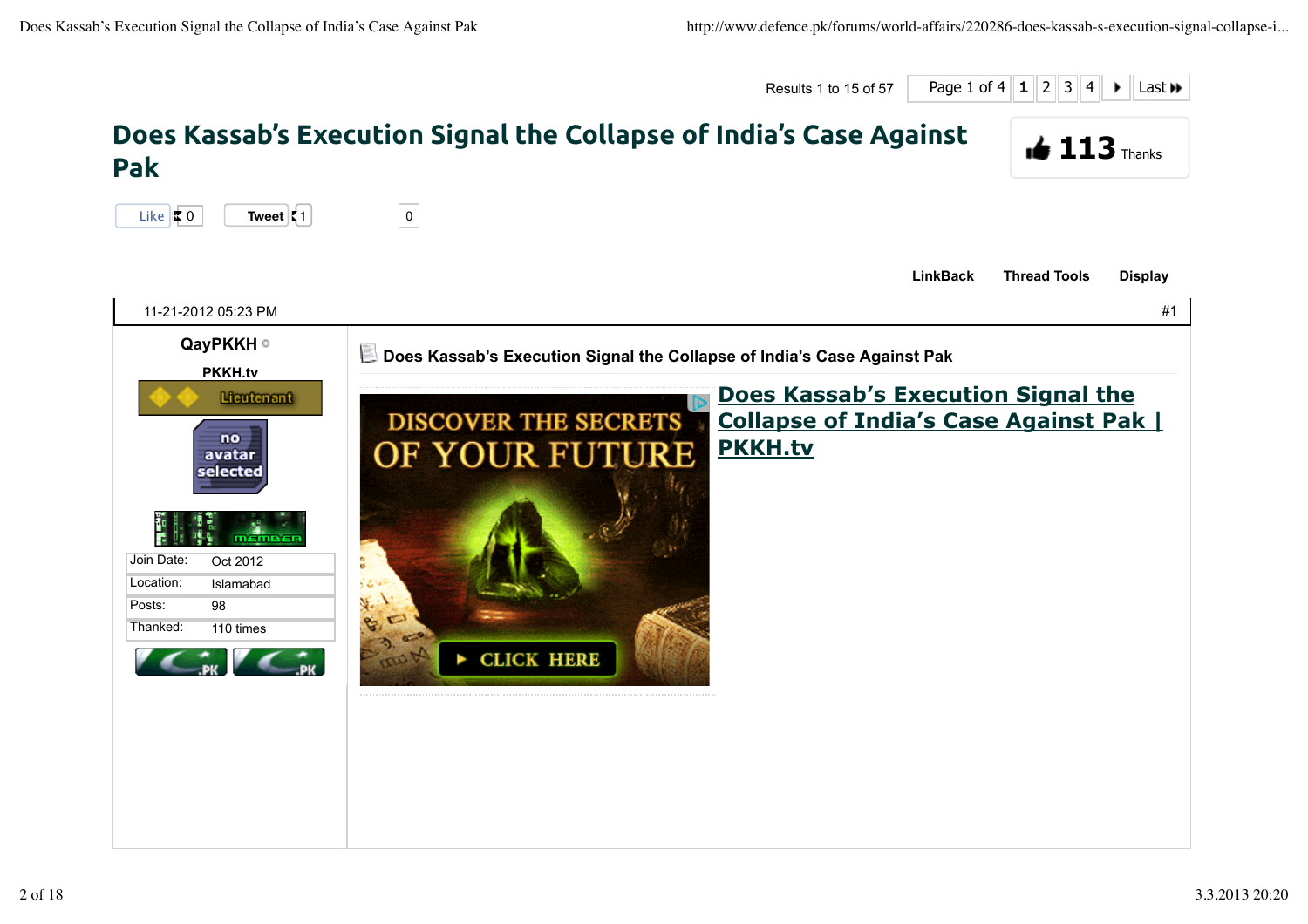Results 1 to 15 of 57

Page 1 of 4 | 1 | 2 | 3 | 4 | Last

# Does Kassab's Execution Signal the Collapse of India's Case Against Pak

113 Thanks

Like 0 Tweet 1 0

LinkBack Thread Tools Display

11-21-2012 05:23 PM #1

**QayPKKH**

PKKH.tv

Lieutenant

| | |
|---|---|
| Join Date: | Oct 2012 |
| Location: | Islamabad |
| Posts: | 98 |
| Thanked: | 110 times |

**Does Kassab's Execution Signal the Collapse of India's Case Against Pak**

DISCOVER THE SECRETS OF YOUR FUTURE

CLICK HERE

## Does Kassab's Execution Signal the Collapse of India's Case Against Pak | PKKH.tv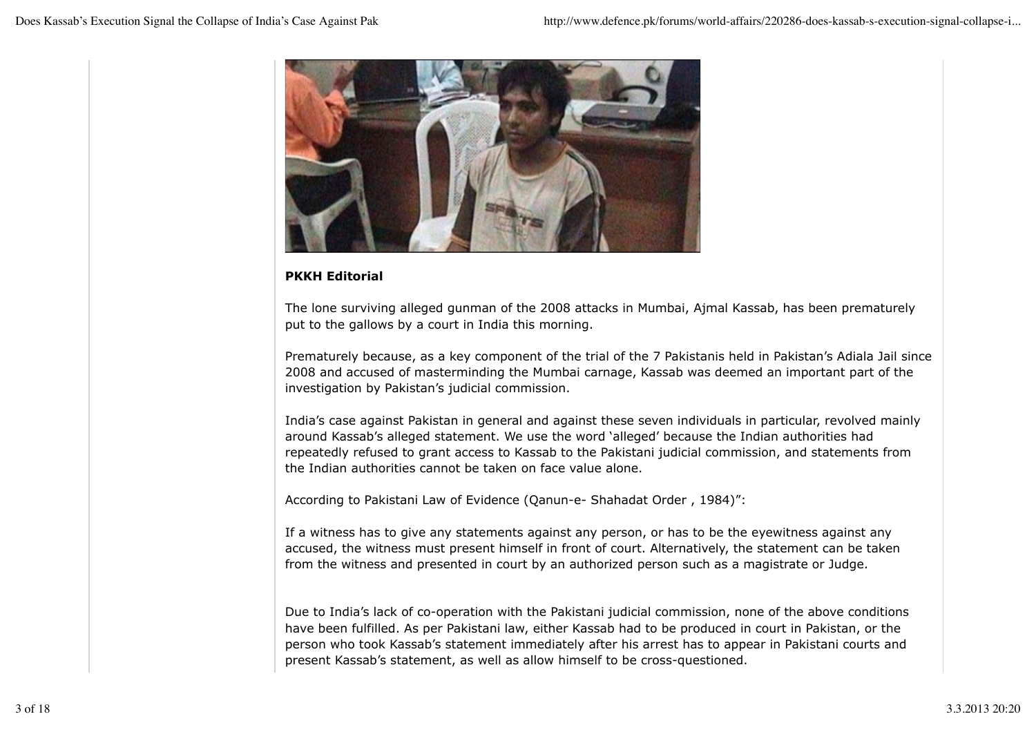**PKKH Editorial**

The lone surviving alleged gunman of the 2008 attacks in Mumbai, Ajmal Kassab, has been prematurely put to the gallows by a court in India this morning.

Prematurely because, as a key component of the trial of the 7 Pakistanis held in Pakistan's Adiala Jail since 2008 and accused of masterminding the Mumbai carnage, Kassab was deemed an important part of the investigation by Pakistan's judicial commission.

India's case against Pakistan in general and against these seven individuals in particular, revolved mainly around Kassab's alleged statement. We use the word 'alleged' because the Indian authorities had repeatedly refused to grant access to Kassab to the Pakistani judicial commission, and statements from the Indian authorities cannot be taken on face value alone.

According to Pakistani Law of Evidence (Qanun-e- Shahadat Order , 1984)":

If a witness has to give any statements against any person, or has to be the eyewitness against any accused, the witness must present himself in front of court. Alternatively, the statement can be taken from the witness and presented in court by an authorized person such as a magistrate or Judge.

Due to India's lack of co-operation with the Pakistani judicial commission, none of the above conditions have been fulfilled. As per Pakistani law, either Kassab had to be produced in court in Pakistan, or the person who took Kassab's statement immediately after his arrest has to appear in Pakistani courts and present Kassab's statement, as well as allow himself to be cross-questioned.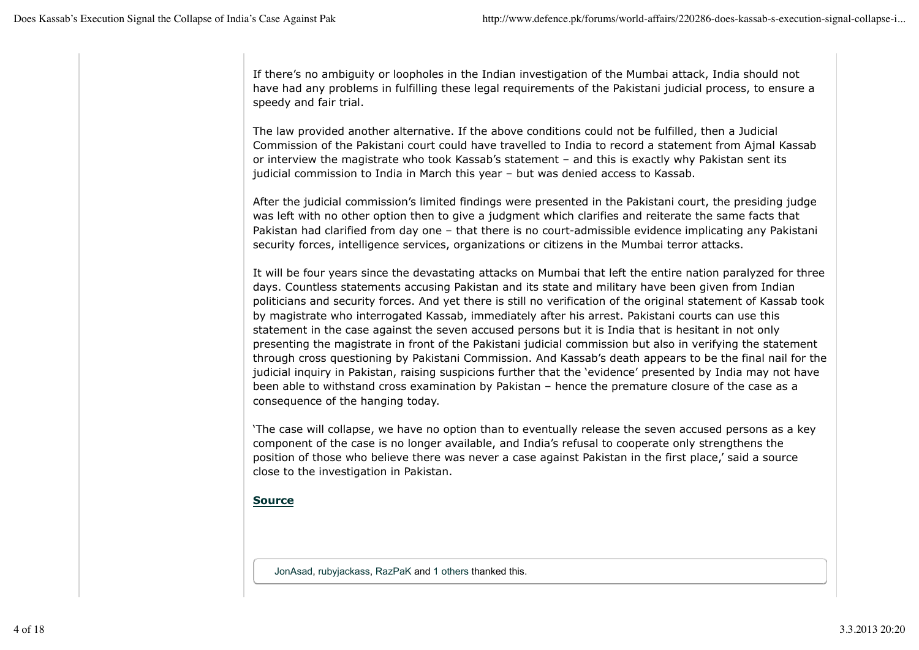If there's no ambiguity or loopholes in the Indian investigation of the Mumbai attack, India should not have had any problems in fulfilling these legal requirements of the Pakistani judicial process, to ensure a speedy and fair trial.

The law provided another alternative. If the above conditions could not be fulfilled, then a Judicial Commission of the Pakistani court could have travelled to India to record a statement from Ajmal Kassab or interview the magistrate who took Kassab's statement – and this is exactly why Pakistan sent its judicial commission to India in March this year – but was denied access to Kassab.

After the judicial commission's limited findings were presented in the Pakistani court, the presiding judge was left with no other option then to give a judgment which clarifies and reiterate the same facts that Pakistan had clarified from day one – that there is no court-admissible evidence implicating any Pakistani security forces, intelligence services, organizations or citizens in the Mumbai terror attacks.

It will be four years since the devastating attacks on Mumbai that left the entire nation paralyzed for three days. Countless statements accusing Pakistan and its state and military have been given from Indian politicians and security forces. And yet there is still no verification of the original statement of Kassab took by magistrate who interrogated Kassab, immediately after his arrest. Pakistani courts can use this statement in the case against the seven accused persons but it is India that is hesitant in not only presenting the magistrate in front of the Pakistani judicial commission but also in verifying the statement through cross questioning by Pakistani Commission. And Kassab's death appears to be the final nail for the judicial inquiry in Pakistan, raising suspicions further that the 'evidence' presented by India may not have been able to withstand cross examination by Pakistan – hence the premature closure of the case as a consequence of the hanging today.

'The case will collapse, we have no option than to eventually release the seven accused persons as a key component of the case is no longer available, and India's refusal to cooperate only strengthens the position of those who believe there was never a case against Pakistan in the first place,' said a source close to the investigation in Pakistan.

**Source**

JonAsad, rubyjackass, RazPaK and 1 others thanked this.